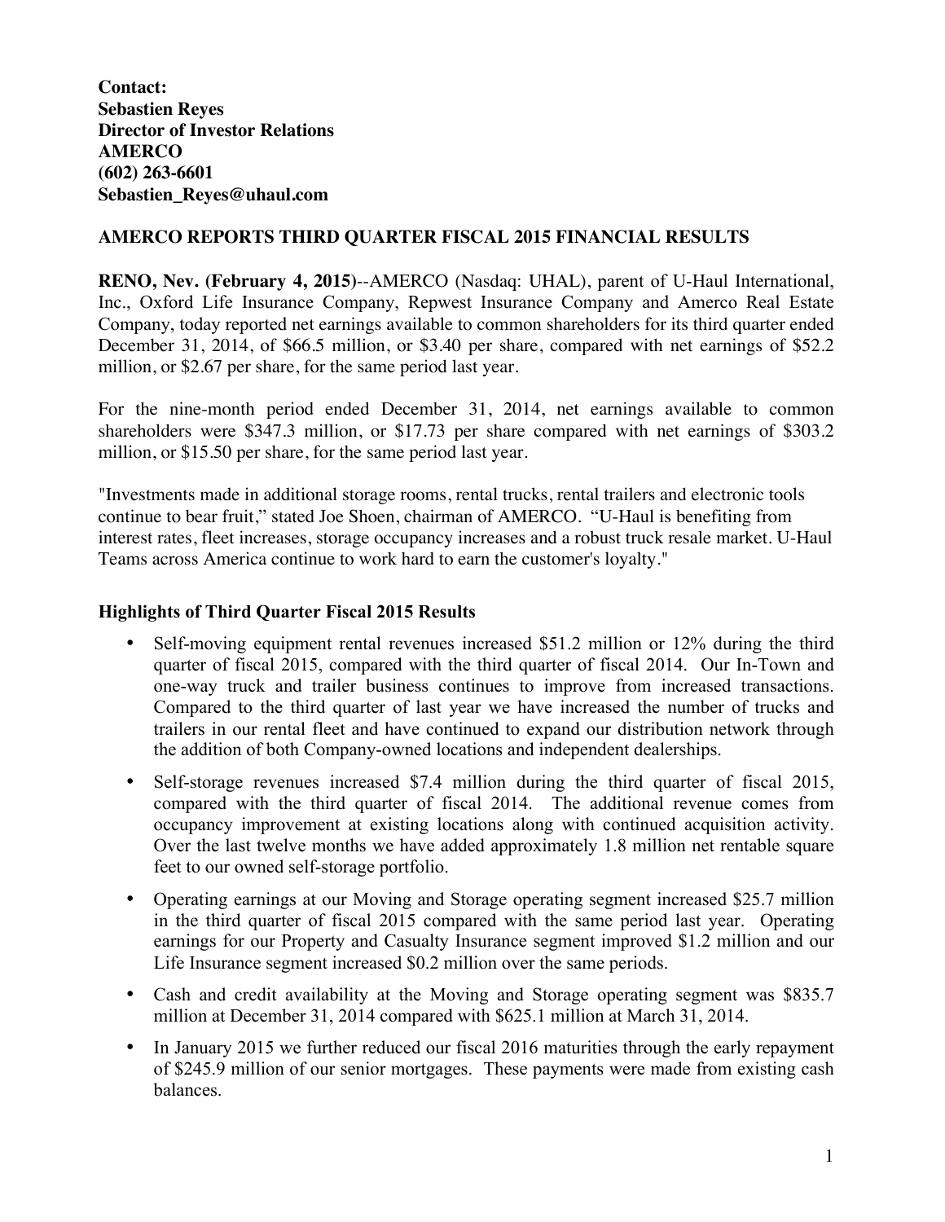**Contact:**
**Sebastien Reyes**
**Director of Investor Relations**
**AMERCO**
**(602) 263-6601**
**Sebastien_Reyes@uhaul.com**

## AMERCO REPORTS THIRD QUARTER FISCAL 2015 FINANCIAL RESULTS

**RENO, Nev. (February 4, 2015)**--AMERCO (Nasdaq: UHAL), parent of U-Haul International, Inc., Oxford Life Insurance Company, Repwest Insurance Company and Amerco Real Estate Company, today reported net earnings available to common shareholders for its third quarter ended December 31, 2014, of $66.5 million, or $3.40 per share, compared with net earnings of $52.2 million, or $2.67 per share, for the same period last year.

For the nine-month period ended December 31, 2014, net earnings available to common shareholders were $347.3 million, or $17.73 per share compared with net earnings of $303.2 million, or $15.50 per share, for the same period last year.

"Investments made in additional storage rooms, rental trucks, rental trailers and electronic tools continue to bear fruit," stated Joe Shoen, chairman of AMERCO. "U-Haul is benefiting from interest rates, fleet increases, storage occupancy increases and a robust truck resale market. U-Haul Teams across America continue to work hard to earn the customer's loyalty."

### Highlights of Third Quarter Fiscal 2015 Results

- Self-moving equipment rental revenues increased $51.2 million or 12% during the third quarter of fiscal 2015, compared with the third quarter of fiscal 2014. Our In-Town and one-way truck and trailer business continues to improve from increased transactions. Compared to the third quarter of last year we have increased the number of trucks and trailers in our rental fleet and have continued to expand our distribution network through the addition of both Company-owned locations and independent dealerships.
- Self-storage revenues increased $7.4 million during the third quarter of fiscal 2015, compared with the third quarter of fiscal 2014. The additional revenue comes from occupancy improvement at existing locations along with continued acquisition activity. Over the last twelve months we have added approximately 1.8 million net rentable square feet to our owned self-storage portfolio.
- Operating earnings at our Moving and Storage operating segment increased $25.7 million in the third quarter of fiscal 2015 compared with the same period last year. Operating earnings for our Property and Casualty Insurance segment improved $1.2 million and our Life Insurance segment increased $0.2 million over the same periods.
- Cash and credit availability at the Moving and Storage operating segment was $835.7 million at December 31, 2014 compared with $625.1 million at March 31, 2014.
- In January 2015 we further reduced our fiscal 2016 maturities through the early repayment of $245.9 million of our senior mortgages. These payments were made from existing cash balances.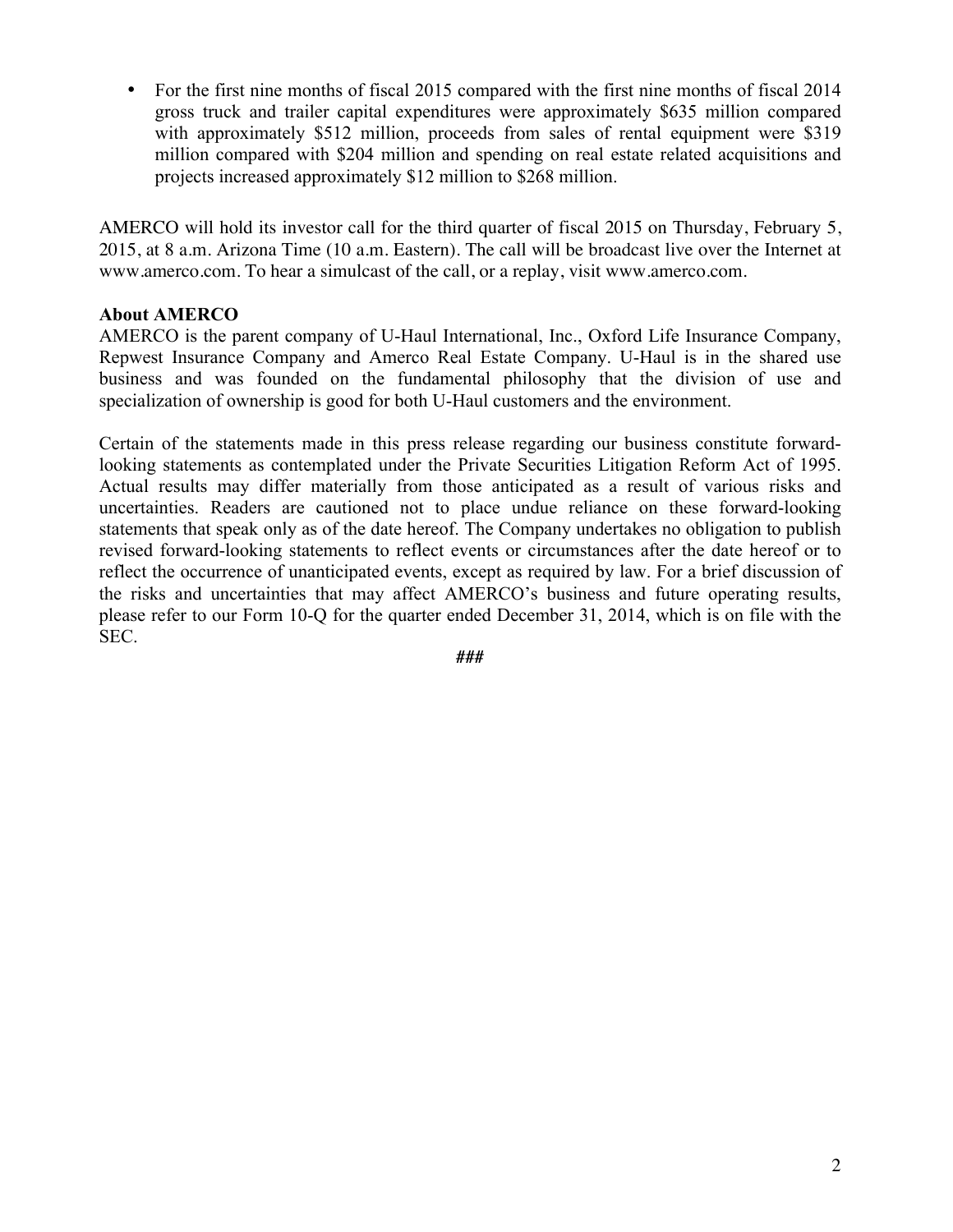- For the first nine months of fiscal 2015 compared with the first nine months of fiscal 2014 gross truck and trailer capital expenditures were approximately $635 million compared with approximately $512 million, proceeds from sales of rental equipment were $319 million compared with $204 million and spending on real estate related acquisitions and projects increased approximately $12 million to $268 million.

AMERCO will hold its investor call for the third quarter of fiscal 2015 on Thursday, February 5, 2015, at 8 a.m. Arizona Time (10 a.m. Eastern). The call will be broadcast live over the Internet at www.amerco.com. To hear a simulcast of the call, or a replay, visit www.amerco.com.

**About AMERCO**

AMERCO is the parent company of U-Haul International, Inc., Oxford Life Insurance Company, Repwest Insurance Company and Amerco Real Estate Company. U-Haul is in the shared use business and was founded on the fundamental philosophy that the division of use and specialization of ownership is good for both U-Haul customers and the environment.

Certain of the statements made in this press release regarding our business constitute forward-looking statements as contemplated under the Private Securities Litigation Reform Act of 1995. Actual results may differ materially from those anticipated as a result of various risks and uncertainties. Readers are cautioned not to place undue reliance on these forward-looking statements that speak only as of the date hereof. The Company undertakes no obligation to publish revised forward-looking statements to reflect events or circumstances after the date hereof or to reflect the occurrence of unanticipated events, except as required by law. For a brief discussion of the risks and uncertainties that may affect AMERCO's business and future operating results, please refer to our Form 10-Q for the quarter ended December 31, 2014, which is on file with the SEC.

**###**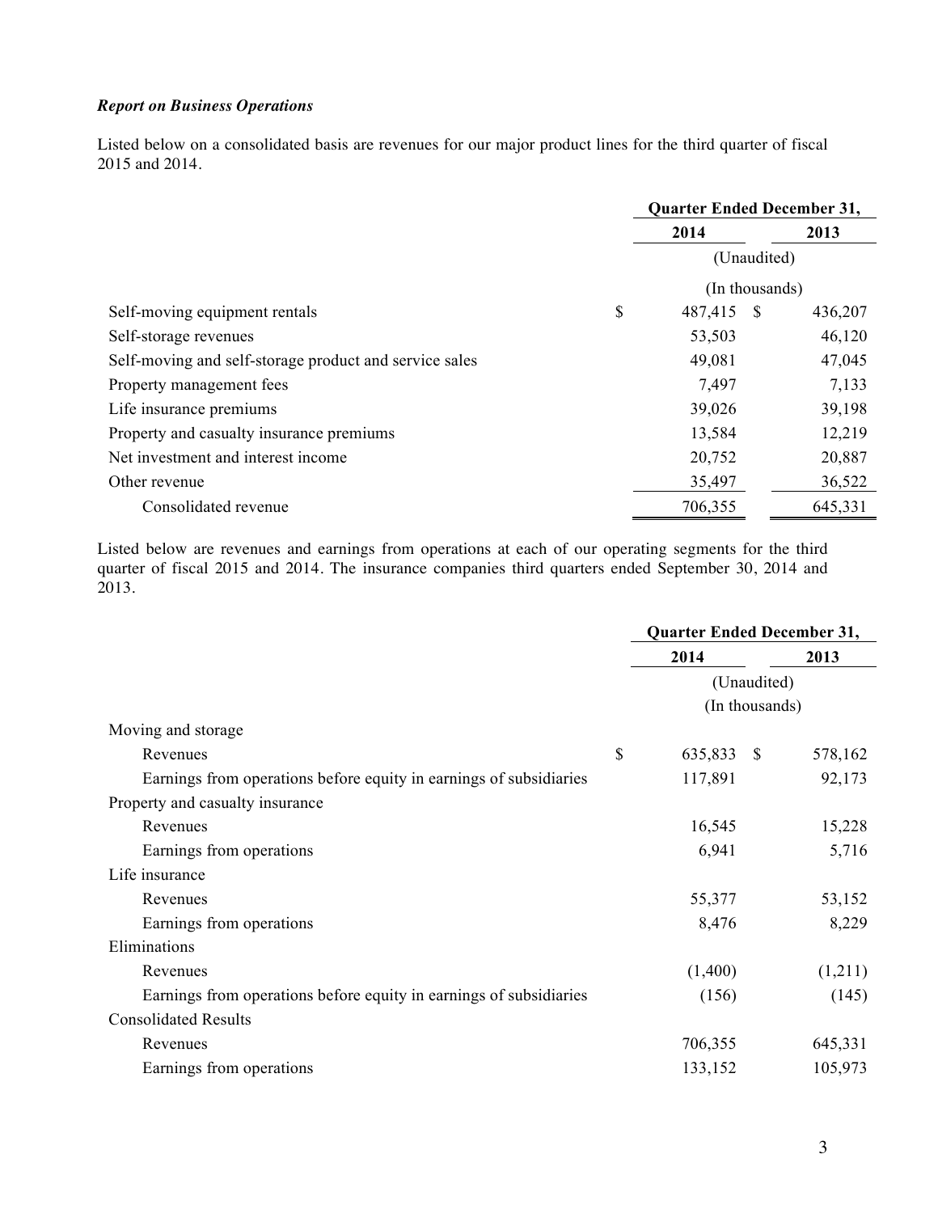***Report on Business Operations***

Listed below on a consolidated basis are revenues for our major product lines for the third quarter of fiscal 2015 and 2014.

| | Quarter Ended December 31, | |
|---|---|---|
| | 2014 | 2013 |
| | (Unaudited) | |
| | (In thousands) | |
| Self-moving equipment rentals | $ 487,415 | $ 436,207 |
| Self-storage revenues | 53,503 | 46,120 |
| Self-moving and self-storage product and service sales | 49,081 | 47,045 |
| Property management fees | 7,497 | 7,133 |
| Life insurance premiums | 39,026 | 39,198 |
| Property and casualty insurance premiums | 13,584 | 12,219 |
| Net investment and interest income | 20,752 | 20,887 |
| Other revenue | 35,497 | 36,522 |
| Consolidated revenue | 706,355 | 645,331 |

Listed below are revenues and earnings from operations at each of our operating segments for the third quarter of fiscal 2015 and 2014. The insurance companies third quarters ended September 30, 2014 and 2013.

| | Quarter Ended December 31, | |
|---|---|---|
| | 2014 | 2013 |
| | (Unaudited) | |
| | (In thousands) | |
| Moving and storage | | |
| Revenues | $ 635,833 | $ 578,162 |
| Earnings from operations before equity in earnings of subsidiaries | 117,891 | 92,173 |
| Property and casualty insurance | | |
| Revenues | 16,545 | 15,228 |
| Earnings from operations | 6,941 | 5,716 |
| Life insurance | | |
| Revenues | 55,377 | 53,152 |
| Earnings from operations | 8,476 | 8,229 |
| Eliminations | | |
| Revenues | (1,400) | (1,211) |
| Earnings from operations before equity in earnings of subsidiaries | (156) | (145) |
| Consolidated Results | | |
| Revenues | 706,355 | 645,331 |
| Earnings from operations | 133,152 | 105,973 |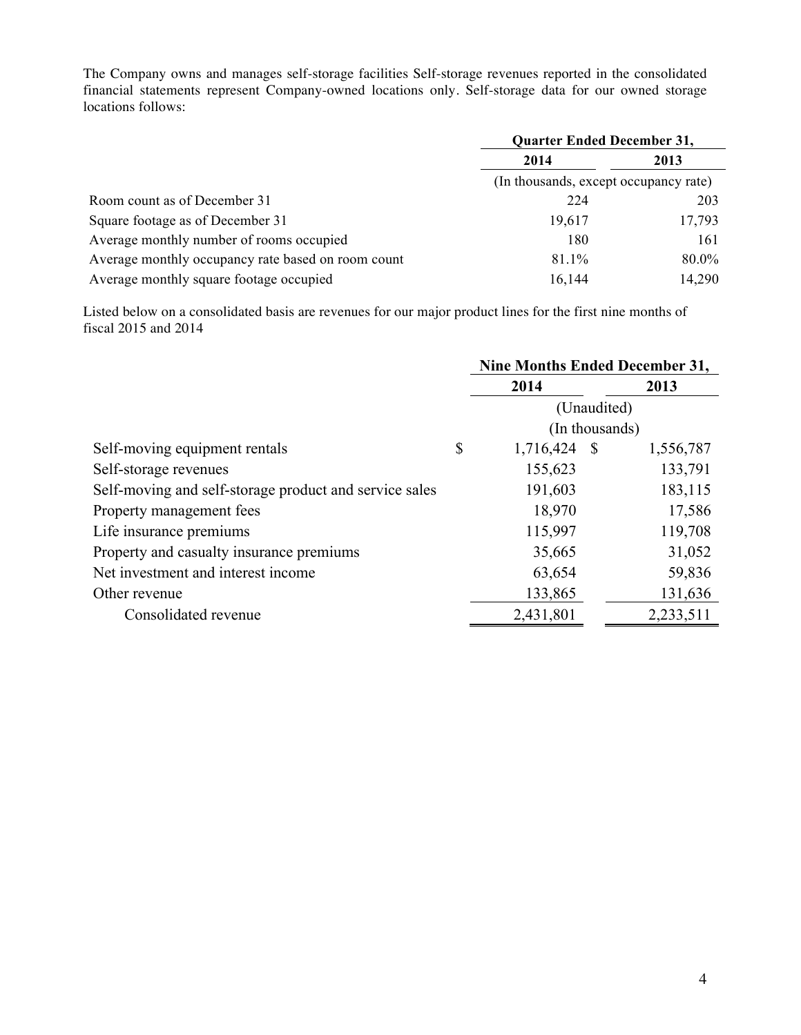The Company owns and manages self-storage facilities Self-storage revenues reported in the consolidated financial statements represent Company-owned locations only. Self-storage data for our owned storage locations follows:

| | Quarter Ended December 31, | |
|---|---|---|
| | 2014 | 2013 |
| | (In thousands, except occupancy rate) | |
| Room count as of December 31 | 224 | 203 |
| Square footage as of December 31 | 19,617 | 17,793 |
| Average monthly number of rooms occupied | 180 | 161 |
| Average monthly occupancy rate based on room count | 81.1% | 80.0% |
| Average monthly square footage occupied | 16,144 | 14,290 |

Listed below on a consolidated basis are revenues for our major product lines for the first nine months of fiscal 2015 and 2014

| | Nine Months Ended December 31, | |
|---|---|---|
| | 2014 | 2013 |
| | (Unaudited) | |
| | (In thousands) | |
| Self-moving equipment rentals | $ 1,716,424 | $ 1,556,787 |
| Self-storage revenues | 155,623 | 133,791 |
| Self-moving and self-storage product and service sales | 191,603 | 183,115 |
| Property management fees | 18,970 | 17,586 |
| Life insurance premiums | 115,997 | 119,708 |
| Property and casualty insurance premiums | 35,665 | 31,052 |
| Net investment and interest income | 63,654 | 59,836 |
| Other revenue | 133,865 | 131,636 |
| Consolidated revenue | 2,431,801 | 2,233,511 |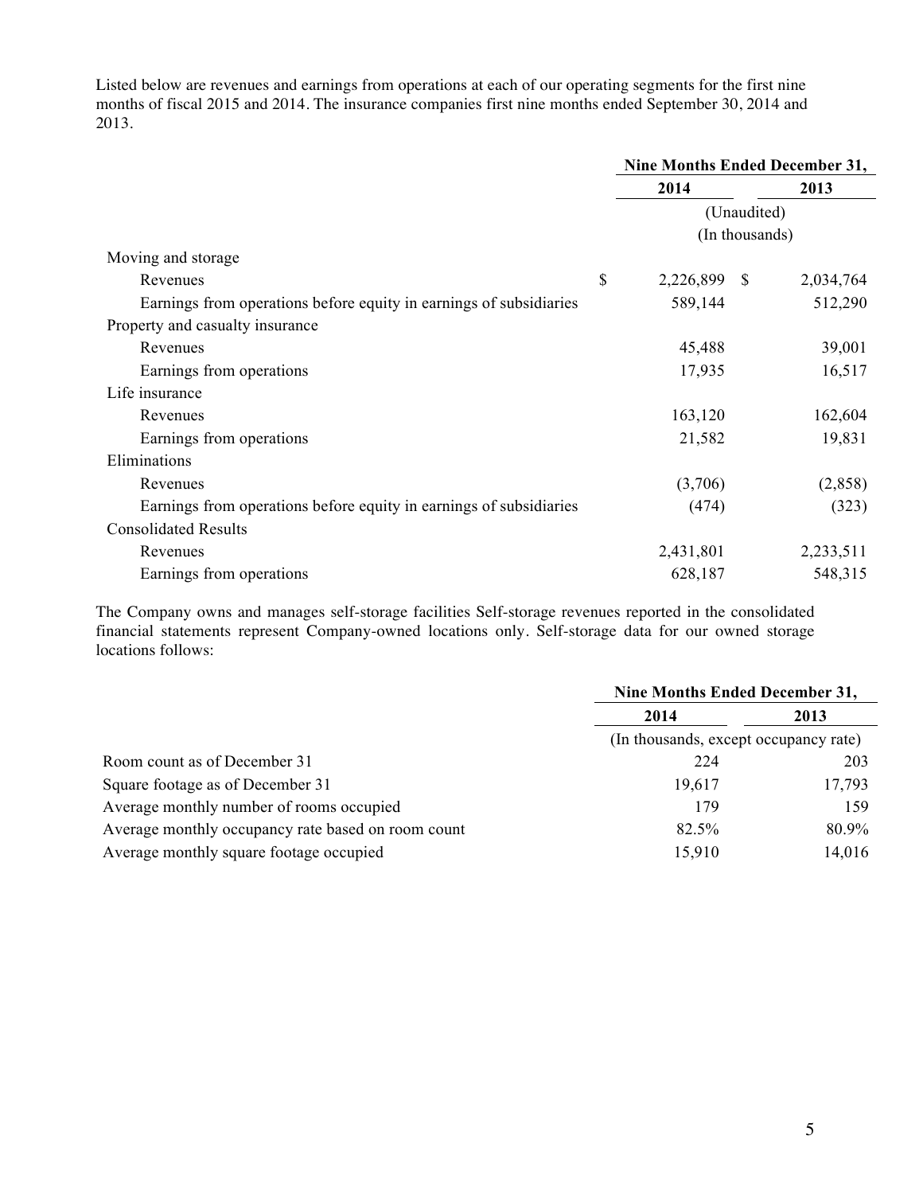Listed below are revenues and earnings from operations at each of our operating segments for the first nine months of fiscal 2015 and 2014. The insurance companies first nine months ended September 30, 2014 and 2013.

| | Nine Months Ended December 31, | |
|---|---|---|
| | 2014 | 2013 |
| | (Unaudited) | |
| | (In thousands) | |
| Moving and storage | | |
| Revenues | $ 2,226,899 | $ 2,034,764 |
| Earnings from operations before equity in earnings of subsidiaries | 589,144 | 512,290 |
| Property and casualty insurance | | |
| Revenues | 45,488 | 39,001 |
| Earnings from operations | 17,935 | 16,517 |
| Life insurance | | |
| Revenues | 163,120 | 162,604 |
| Earnings from operations | 21,582 | 19,831 |
| Eliminations | | |
| Revenues | (3,706) | (2,858) |
| Earnings from operations before equity in earnings of subsidiaries | (474) | (323) |
| Consolidated Results | | |
| Revenues | 2,431,801 | 2,233,511 |
| Earnings from operations | 628,187 | 548,315 |

The Company owns and manages self-storage facilities Self-storage revenues reported in the consolidated financial statements represent Company-owned locations only. Self-storage data for our owned storage locations follows:

| | Nine Months Ended December 31, | |
|---|---|---|
| | 2014 | 2013 |
| | (In thousands, except occupancy rate) | |
| Room count as of December 31 | 224 | 203 |
| Square footage as of December 31 | 19,617 | 17,793 |
| Average monthly number of rooms occupied | 179 | 159 |
| Average monthly occupancy rate based on room count | 82.5% | 80.9% |
| Average monthly square footage occupied | 15,910 | 14,016 |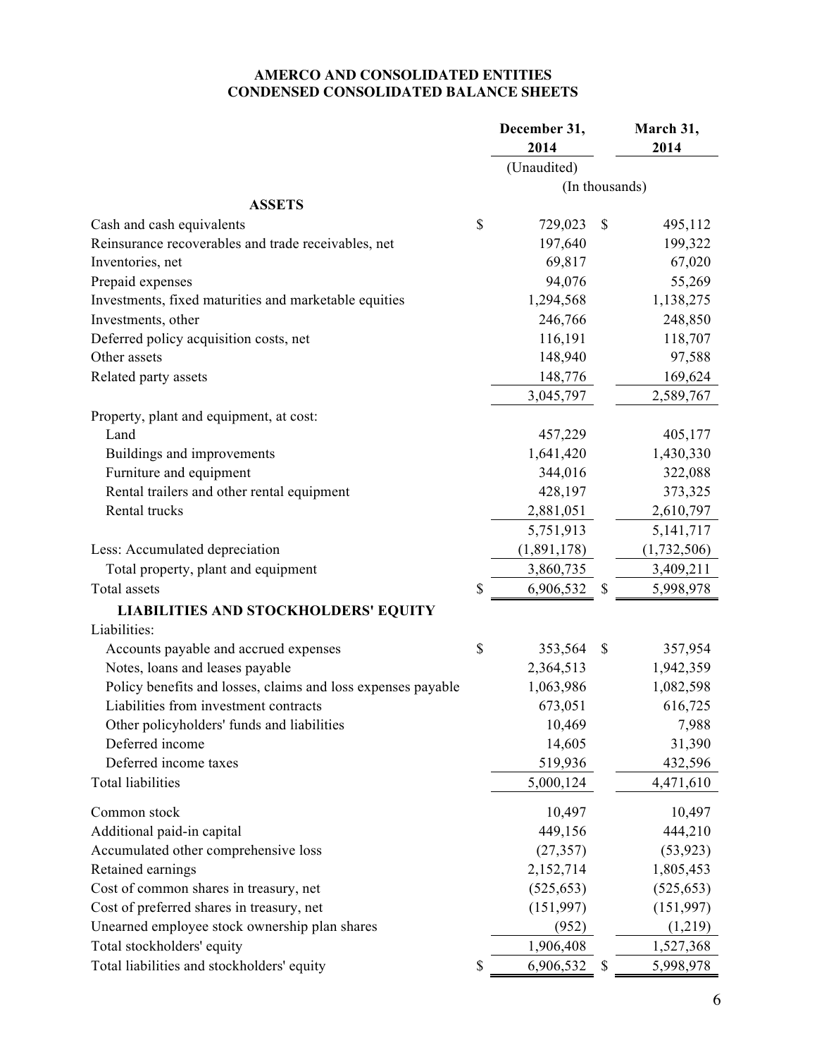**AMERCO AND CONSOLIDATED ENTITIES**
**CONDENSED CONSOLIDATED BALANCE SHEETS**

| | December 31, 2014 | March 31, 2014 |
|---|---|---|
| | (Unaudited) | |
| | (In thousands) | |
| **ASSETS** | | |
| Cash and cash equivalents | $ 729,023 | $ 495,112 |
| Reinsurance recoverables and trade receivables, net | 197,640 | 199,322 |
| Inventories, net | 69,817 | 67,020 |
| Prepaid expenses | 94,076 | 55,269 |
| Investments, fixed maturities and marketable equities | 1,294,568 | 1,138,275 |
| Investments, other | 246,766 | 248,850 |
| Deferred policy acquisition costs, net | 116,191 | 118,707 |
| Other assets | 148,940 | 97,588 |
| Related party assets | 148,776 | 169,624 |
| | 3,045,797 | 2,589,767 |
| Property, plant and equipment, at cost: | | |
| Land | 457,229 | 405,177 |
| Buildings and improvements | 1,641,420 | 1,430,330 |
| Furniture and equipment | 344,016 | 322,088 |
| Rental trailers and other rental equipment | 428,197 | 373,325 |
| Rental trucks | 2,881,051 | 2,610,797 |
| | 5,751,913 | 5,141,717 |
| Less: Accumulated depreciation | (1,891,178) | (1,732,506) |
| Total property, plant and equipment | 3,860,735 | 3,409,211 |
| Total assets | $ 6,906,532 | $ 5,998,978 |
| **LIABILITIES AND STOCKHOLDERS' EQUITY** | | |
| Liabilities: | | |
| Accounts payable and accrued expenses | $ 353,564 | $ 357,954 |
| Notes, loans and leases payable | 2,364,513 | 1,942,359 |
| Policy benefits and losses, claims and loss expenses payable | 1,063,986 | 1,082,598 |
| Liabilities from investment contracts | 673,051 | 616,725 |
| Other policyholders' funds and liabilities | 10,469 | 7,988 |
| Deferred income | 14,605 | 31,390 |
| Deferred income taxes | 519,936 | 432,596 |
| Total liabilities | 5,000,124 | 4,471,610 |
| Common stock | 10,497 | 10,497 |
| Additional paid-in capital | 449,156 | 444,210 |
| Accumulated other comprehensive loss | (27,357) | (53,923) |
| Retained earnings | 2,152,714 | 1,805,453 |
| Cost of common shares in treasury, net | (525,653) | (525,653) |
| Cost of preferred shares in treasury, net | (151,997) | (151,997) |
| Unearned employee stock ownership plan shares | (952) | (1,219) |
| Total stockholders' equity | 1,906,408 | 1,527,368 |
| Total liabilities and stockholders' equity | $ 6,906,532 | $ 5,998,978 |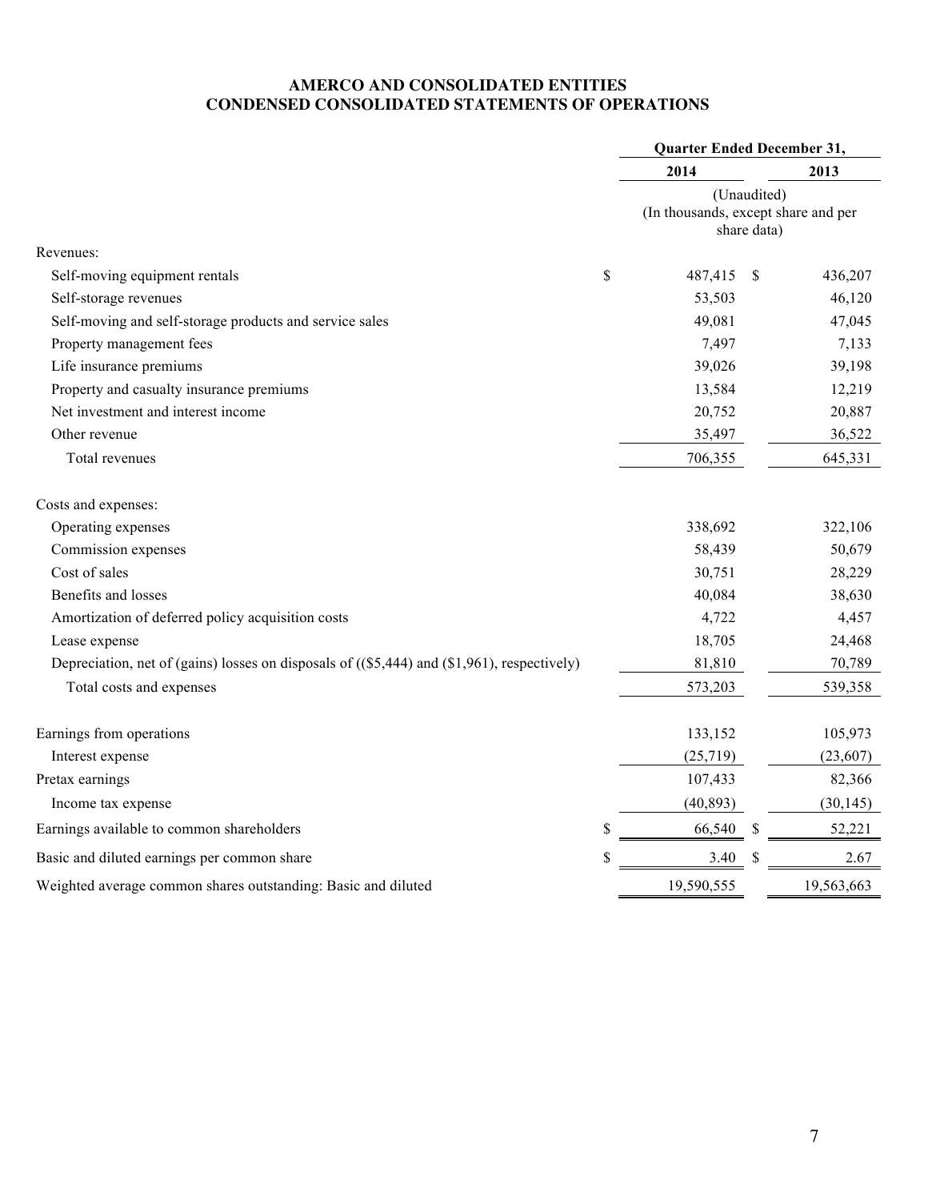**AMERCO AND CONSOLIDATED ENTITIES**
**CONDENSED CONSOLIDATED STATEMENTS OF OPERATIONS**

| | Quarter Ended December 31, | |
|---|---|---|
| | 2014 | 2013 |
| | (Unaudited) (In thousands, except share and per share data) | |
| Revenues: | | |
| Self-moving equipment rentals | $ 487,415 | $ 436,207 |
| Self-storage revenues | 53,503 | 46,120 |
| Self-moving and self-storage products and service sales | 49,081 | 47,045 |
| Property management fees | 7,497 | 7,133 |
| Life insurance premiums | 39,026 | 39,198 |
| Property and casualty insurance premiums | 13,584 | 12,219 |
| Net investment and interest income | 20,752 | 20,887 |
| Other revenue | 35,497 | 36,522 |
| Total revenues | 706,355 | 645,331 |
| Costs and expenses: | | |
| Operating expenses | 338,692 | 322,106 |
| Commission expenses | 58,439 | 50,679 |
| Cost of sales | 30,751 | 28,229 |
| Benefits and losses | 40,084 | 38,630 |
| Amortization of deferred policy acquisition costs | 4,722 | 4,457 |
| Lease expense | 18,705 | 24,468 |
| Depreciation, net of (gains) losses on disposals of (($5,444) and ($1,961), respectively) | 81,810 | 70,789 |
| Total costs and expenses | 573,203 | 539,358 |
| Earnings from operations | 133,152 | 105,973 |
| Interest expense | (25,719) | (23,607) |
| Pretax earnings | 107,433 | 82,366 |
| Income tax expense | (40,893) | (30,145) |
| Earnings available to common shareholders | $ 66,540 | $ 52,221 |
| Basic and diluted earnings per common share | $ 3.40 | $ 2.67 |
| Weighted average common shares outstanding: Basic and diluted | 19,590,555 | 19,563,663 |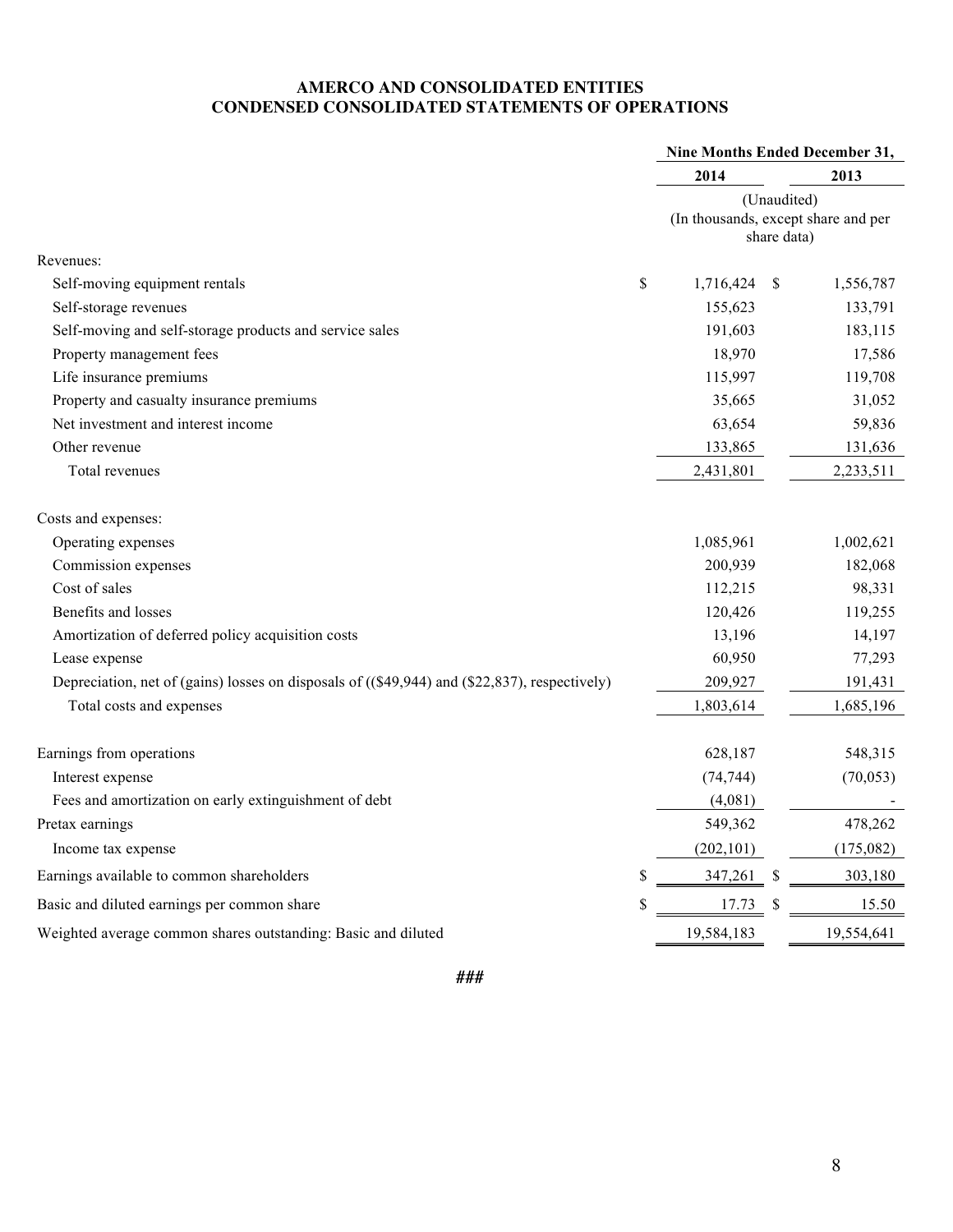**AMERCO AND CONSOLIDATED ENTITIES**
**CONDENSED CONSOLIDATED STATEMENTS OF OPERATIONS**

| | Nine Months Ended December 31, | |
|---|---|---|
| | 2014 | 2013 |
| | (Unaudited) (In thousands, except share and per share data) | |
| Revenues: | | |
| Self-moving equipment rentals | $ 1,716,424 | $ 1,556,787 |
| Self-storage revenues | 155,623 | 133,791 |
| Self-moving and self-storage products and service sales | 191,603 | 183,115 |
| Property management fees | 18,970 | 17,586 |
| Life insurance premiums | 115,997 | 119,708 |
| Property and casualty insurance premiums | 35,665 | 31,052 |
| Net investment and interest income | 63,654 | 59,836 |
| Other revenue | 133,865 | 131,636 |
| Total revenues | 2,431,801 | 2,233,511 |
| Costs and expenses: | | |
| Operating expenses | 1,085,961 | 1,002,621 |
| Commission expenses | 200,939 | 182,068 |
| Cost of sales | 112,215 | 98,331 |
| Benefits and losses | 120,426 | 119,255 |
| Amortization of deferred policy acquisition costs | 13,196 | 14,197 |
| Lease expense | 60,950 | 77,293 |
| Depreciation, net of (gains) losses on disposals of (($49,944) and ($22,837), respectively) | 209,927 | 191,431 |
| Total costs and expenses | 1,803,614 | 1,685,196 |
| Earnings from operations | 628,187 | 548,315 |
| Interest expense | (74,744) | (70,053) |
| Fees and amortization on early extinguishment of debt | (4,081) | - |
| Pretax earnings | 549,362 | 478,262 |
| Income tax expense | (202,101) | (175,082) |
| Earnings available to common shareholders | $ 347,261 | $ 303,180 |
| Basic and diluted earnings per common share | $ 17.73 | $ 15.50 |
| Weighted average common shares outstanding: Basic and diluted | 19,584,183 | 19,554,641 |

***###***